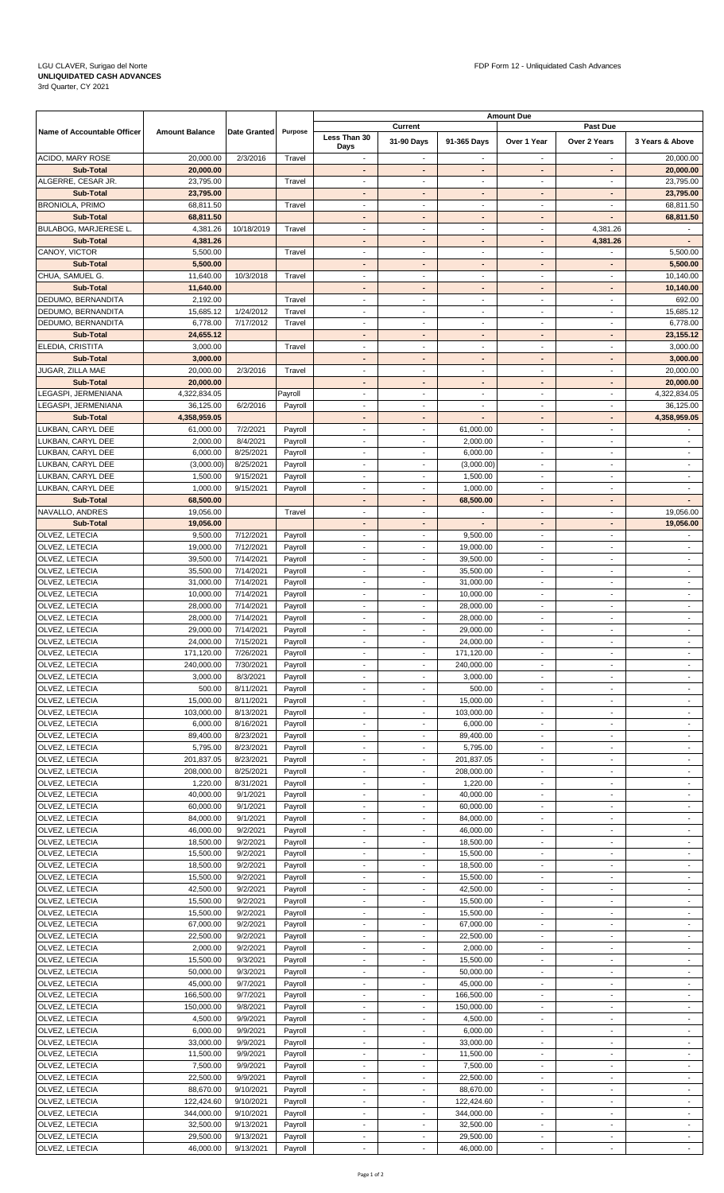LGU CLAVER, Surigao del Norte

**UNLIQUIDATED CASH ADVANCES**

3rd Quarter, CY 2021

FDP Form 12 - Unliquidated Cash Advances

| Name of Accountable Officer | Amount Balance | Date Granted | Purpose | Amount Due | | | | | |
|---|---|---|---|---|---|---|---|---|---|
| | | | | Current | | | Past Due | | |
| | | | | Less Than 30 Days | 31-90 Days | 91-365 Days | Over 1 Year | Over 2 Years | 3 Years & Above |
| ACIDO, MARY ROSE | 20,000.00 | 2/3/2016 | Travel | - | - | - | - | - | 20,000.00 |
| **Sub-Total** | **20,000.00** | | | **-** | **-** | **-** | **-** | **-** | **20,000.00** |
| ALGERRE, CESAR JR. | 23,795.00 | | Travel | - | - | - | - | - | 23,795.00 |
| **Sub-Total** | **23,795.00** | | | **-** | **-** | **-** | **-** | **-** | **23,795.00** |
| BRONIOLA, PRIMO | 68,811.50 | | Travel | - | - | - | - | - | 68,811.50 |
| **Sub-Total** | **68,811.50** | | | **-** | **-** | **-** | **-** | **-** | **68,811.50** |
| BULABOG, MARJERESE L. | 4,381.26 | 10/18/2019 | Travel | - | - | - | - | 4,381.26 | - |
| **Sub-Total** | **4,381.26** | | | **-** | **-** | **-** | **-** | **4,381.26** | **-** |
| CANOY, VICTOR | 5,500.00 | | Travel | - | - | - | - | - | 5,500.00 |
| **Sub-Total** | **5,500.00** | | | **-** | **-** | **-** | **-** | **-** | **5,500.00** |
| CHUA, SAMUEL G. | 11,640.00 | 10/3/2018 | Travel | - | - | - | - | - | 10,140.00 |
| **Sub-Total** | **11,640.00** | | | **-** | **-** | **-** | **-** | **-** | **10,140.00** |
| DEDUMO, BERNANDITA | 2,192.00 | | Travel | - | - | - | - | - | 692.00 |
| DEDUMO, BERNANDITA | 15,685.12 | 1/24/2012 | Travel | - | - | - | - | - | 15,685.12 |
| DEDUMO, BERNANDITA | 6,778.00 | 7/17/2012 | Travel | - | - | - | - | - | 6,778.00 |
| **Sub-Total** | **24,655.12** | | | **-** | **-** | **-** | **-** | **-** | **23,155.12** |
| ELEDIA, CRISTITA | 3,000.00 | | Travel | - | - | - | - | - | 3,000.00 |
| **Sub-Total** | **3,000.00** | | | **-** | **-** | **-** | **-** | **-** | **3,000.00** |
| JUGAR, ZILLA MAE | 20,000.00 | 2/3/2016 | Travel | - | - | - | - | - | 20,000.00 |
| **Sub-Total** | **20,000.00** | | | **-** | **-** | **-** | **-** | **-** | **20,000.00** |
| LEGASPI, JERMENIANA | 4,322,834.05 | | Payroll | - | - | - | - | - | 4,322,834.05 |
| LEGASPI, JERMENIANA | 36,125.00 | 6/2/2016 | Payroll | - | - | - | - | - | 36,125.00 |
| **Sub-Total** | **4,358,959.05** | | | **-** | **-** | **-** | **-** | **-** | **4,358,959.05** |
| LUKBAN, CARYL DEE | 61,000.00 | 7/2/2021 | Payroll | - | - | 61,000.00 | - | - | - |
| LUKBAN, CARYL DEE | 2,000.00 | 8/4/2021 | Payroll | - | - | 2,000.00 | - | - | - |
| LUKBAN, CARYL DEE | 6,000.00 | 8/25/2021 | Payroll | - | - | 6,000.00 | - | - | - |
| LUKBAN, CARYL DEE | (3,000.00) | 8/25/2021 | Payroll | - | - | (3,000.00) | - | - | - |
| LUKBAN, CARYL DEE | 1,500.00 | 9/15/2021 | Payroll | - | - | 1,500.00 | - | - | - |
| LUKBAN, CARYL DEE | 1,000.00 | 9/15/2021 | Payroll | - | - | 1,000.00 | - | - | - |
| **Sub-Total** | **68,500.00** | | | **-** | **-** | **68,500.00** | **-** | **-** | **-** |
| NAVALLO, ANDRES | 19,056.00 | | Travel | - | - | - | - | - | 19,056.00 |
| **Sub-Total** | **19,056.00** | | | **-** | **-** | **-** | **-** | **-** | **19,056.00** |
| OLVEZ, LETECIA | 9,500.00 | 7/12/2021 | Payroll | - | - | 9,500.00 | - | - | - |
| OLVEZ, LETECIA | 19,000.00 | 7/12/2021 | Payroll | - | - | 19,000.00 | - | - | - |
| OLVEZ, LETECIA | 39,500.00 | 7/14/2021 | Payroll | - | - | 39,500.00 | - | - | - |
| OLVEZ, LETECIA | 35,500.00 | 7/14/2021 | Payroll | - | - | 35,500.00 | - | - | - |
| OLVEZ, LETECIA | 31,000.00 | 7/14/2021 | Payroll | - | - | 31,000.00 | - | - | - |
| OLVEZ, LETECIA | 10,000.00 | 7/14/2021 | Payroll | - | - | 10,000.00 | - | - | - |
| OLVEZ, LETECIA | 28,000.00 | 7/14/2021 | Payroll | - | - | 28,000.00 | - | - | - |
| OLVEZ, LETECIA | 28,000.00 | 7/14/2021 | Payroll | - | - | 28,000.00 | - | - | - |
| OLVEZ, LETECIA | 29,000.00 | 7/14/2021 | Payroll | - | - | 29,000.00 | - | - | - |
| OLVEZ, LETECIA | 24,000.00 | 7/15/2021 | Payroll | - | - | 24,000.00 | - | - | - |
| OLVEZ, LETECIA | 171,120.00 | 7/26/2021 | Payroll | - | - | 171,120.00 | - | - | - |
| OLVEZ, LETECIA | 240,000.00 | 7/30/2021 | Payroll | - | - | 240,000.00 | - | - | - |
| OLVEZ, LETECIA | 3,000.00 | 8/3/2021 | Payroll | - | - | 3,000.00 | - | - | - |
| OLVEZ, LETECIA | 500.00 | 8/11/2021 | Payroll | - | - | 500.00 | - | - | - |
| OLVEZ, LETECIA | 15,000.00 | 8/11/2021 | Payroll | - | - | 15,000.00 | - | - | - |
| OLVEZ, LETECIA | 103,000.00 | 8/13/2021 | Payroll | - | - | 103,000.00 | - | - | - |
| OLVEZ, LETECIA | 6,000.00 | 8/16/2021 | Payroll | - | - | 6,000.00 | - | - | - |
| OLVEZ, LETECIA | 89,400.00 | 8/23/2021 | Payroll | - | - | 89,400.00 | - | - | - |
| OLVEZ, LETECIA | 5,795.00 | 8/23/2021 | Payroll | - | - | 5,795.00 | - | - | - |
| OLVEZ, LETECIA | 201,837.05 | 8/23/2021 | Payroll | - | - | 201,837.05 | - | - | - |
| OLVEZ, LETECIA | 208,000.00 | 8/25/2021 | Payroll | - | - | 208,000.00 | - | - | - |
| OLVEZ, LETECIA | 1,220.00 | 8/31/2021 | Payroll | - | - | 1,220.00 | - | - | - |
| OLVEZ, LETECIA | 40,000.00 | 9/1/2021 | Payroll | - | - | 40,000.00 | - | - | - |
| OLVEZ, LETECIA | 60,000.00 | 9/1/2021 | Payroll | - | - | 60,000.00 | - | - | - |
| OLVEZ, LETECIA | 84,000.00 | 9/1/2021 | Payroll | - | - | 84,000.00 | - | - | - |
| OLVEZ, LETECIA | 46,000.00 | 9/2/2021 | Payroll | - | - | 46,000.00 | - | - | - |
| OLVEZ, LETECIA | 18,500.00 | 9/2/2021 | Payroll | - | - | 18,500.00 | - | - | - |
| OLVEZ, LETECIA | 15,500.00 | 9/2/2021 | Payroll | - | - | 15,500.00 | - | - | - |
| OLVEZ, LETECIA | 18,500.00 | 9/2/2021 | Payroll | - | - | 18,500.00 | - | - | - |
| OLVEZ, LETECIA | 15,500.00 | 9/2/2021 | Payroll | - | - | 15,500.00 | - | - | - |
| OLVEZ, LETECIA | 42,500.00 | 9/2/2021 | Payroll | - | - | 42,500.00 | - | - | - |
| OLVEZ, LETECIA | 15,500.00 | 9/2/2021 | Payroll | - | - | 15,500.00 | - | - | - |
| OLVEZ, LETECIA | 15,500.00 | 9/2/2021 | Payroll | - | - | 15,500.00 | - | - | - |
| OLVEZ, LETECIA | 67,000.00 | 9/2/2021 | Payroll | - | - | 67,000.00 | - | - | - |
| OLVEZ, LETECIA | 22,500.00 | 9/2/2021 | Payroll | - | - | 22,500.00 | - | - | - |
| OLVEZ, LETECIA | 2,000.00 | 9/2/2021 | Payroll | - | - | 2,000.00 | - | - | - |
| OLVEZ, LETECIA | 15,500.00 | 9/3/2021 | Payroll | - | - | 15,500.00 | - | - | - |
| OLVEZ, LETECIA | 50,000.00 | 9/3/2021 | Payroll | - | - | 50,000.00 | - | - | - |
| OLVEZ, LETECIA | 45,000.00 | 9/7/2021 | Payroll | - | - | 45,000.00 | - | - | - |
| OLVEZ, LETECIA | 166,500.00 | 9/7/2021 | Payroll | - | - | 166,500.00 | - | - | - |
| OLVEZ, LETECIA | 150,000.00 | 9/8/2021 | Payroll | - | - | 150,000.00 | - | - | - |
| OLVEZ, LETECIA | 4,500.00 | 9/9/2021 | Payroll | - | - | 4,500.00 | - | - | - |
| OLVEZ, LETECIA | 6,000.00 | 9/9/2021 | Payroll | - | - | 6,000.00 | - | - | - |
| OLVEZ, LETECIA | 33,000.00 | 9/9/2021 | Payroll | - | - | 33,000.00 | - | - | - |
| OLVEZ, LETECIA | 11,500.00 | 9/9/2021 | Payroll | - | - | 11,500.00 | - | - | - |
| OLVEZ, LETECIA | 7,500.00 | 9/9/2021 | Payroll | - | - | 7,500.00 | - | - | - |
| OLVEZ, LETECIA | 22,500.00 | 9/9/2021 | Payroll | - | - | 22,500.00 | - | - | - |
| OLVEZ, LETECIA | 88,670.00 | 9/10/2021 | Payroll | - | - | 88,670.00 | - | - | - |
| OLVEZ, LETECIA | 122,424.60 | 9/10/2021 | Payroll | - | - | 122,424.60 | - | - | - |
| OLVEZ, LETECIA | 344,000.00 | 9/10/2021 | Payroll | - | - | 344,000.00 | - | - | - |
| OLVEZ, LETECIA | 32,500.00 | 9/13/2021 | Payroll | - | - | 32,500.00 | - | - | - |
| OLVEZ, LETECIA | 29,500.00 | 9/13/2021 | Payroll | - | - | 29,500.00 | - | - | - |
| OLVEZ, LETECIA | 46,000.00 | 9/13/2021 | Payroll | - | - | 46,000.00 | - | - | - |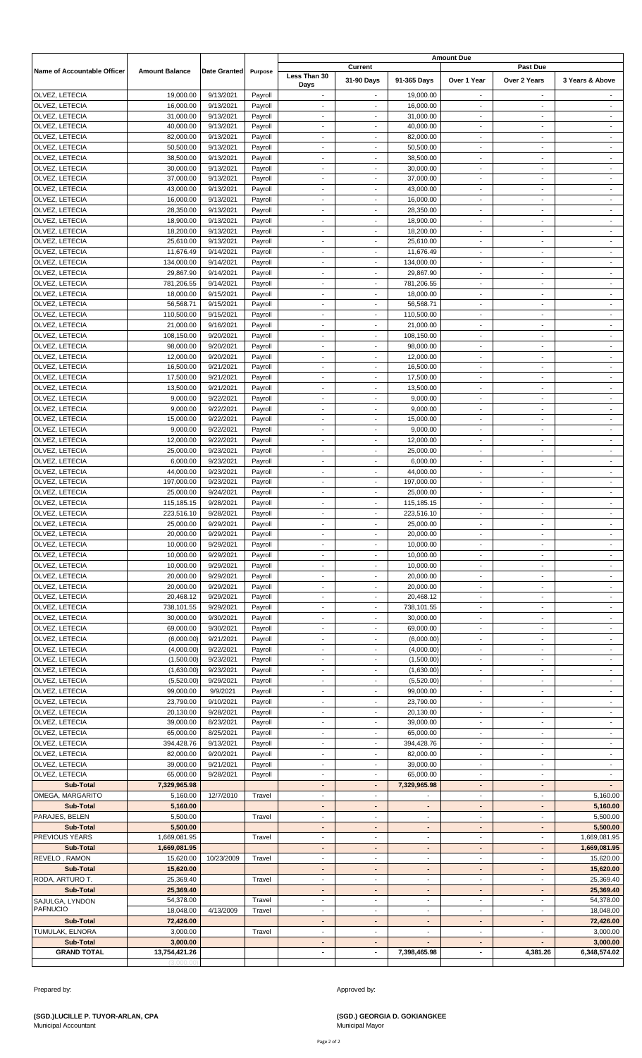| Name of Accountable Officer | Amount Balance | Date Granted | Purpose | Amount Due | | | | | |
|---|---|---|---|---|---|---|---|---|---|
| | | | | Current | | | Past Due | | |
| | | | | Less Than 30 Days | 31-90 Days | 91-365 Days | Over 1 Year | Over 2 Years | 3 Years & Above |
| OLVEZ, LETECIA | 19,000.00 | 9/13/2021 | Payroll | - | - | 19,000.00 | - | - | - |
| OLVEZ, LETECIA | 16,000.00 | 9/13/2021 | Payroll | - | - | 16,000.00 | - | - | - |
| OLVEZ, LETECIA | 31,000.00 | 9/13/2021 | Payroll | - | - | 31,000.00 | - | - | - |
| OLVEZ, LETECIA | 40,000.00 | 9/13/2021 | Payroll | - | - | 40,000.00 | - | - | - |
| OLVEZ, LETECIA | 82,000.00 | 9/13/2021 | Payroll | - | - | 82,000.00 | - | - | - |
| OLVEZ, LETECIA | 50,500.00 | 9/13/2021 | Payroll | - | - | 50,500.00 | - | - | - |
| OLVEZ, LETECIA | 38,500.00 | 9/13/2021 | Payroll | - | - | 38,500.00 | - | - | - |
| OLVEZ, LETECIA | 30,000.00 | 9/13/2021 | Payroll | - | - | 30,000.00 | - | - | - |
| OLVEZ, LETECIA | 37,000.00 | 9/13/2021 | Payroll | - | - | 37,000.00 | - | - | - |
| OLVEZ, LETECIA | 43,000.00 | 9/13/2021 | Payroll | - | - | 43,000.00 | - | - | - |
| OLVEZ, LETECIA | 16,000.00 | 9/13/2021 | Payroll | - | - | 16,000.00 | - | - | - |
| OLVEZ, LETECIA | 28,350.00 | 9/13/2021 | Payroll | - | - | 28,350.00 | - | - | - |
| OLVEZ, LETECIA | 18,900.00 | 9/13/2021 | Payroll | - | - | 18,900.00 | - | - | - |
| OLVEZ, LETECIA | 18,200.00 | 9/13/2021 | Payroll | - | - | 18,200.00 | - | - | - |
| OLVEZ, LETECIA | 25,610.00 | 9/13/2021 | Payroll | - | - | 25,610.00 | - | - | - |
| OLVEZ, LETECIA | 11,676.49 | 9/14/2021 | Payroll | - | - | 11,676.49 | - | - | - |
| OLVEZ, LETECIA | 134,000.00 | 9/14/2021 | Payroll | - | - | 134,000.00 | - | - | - |
| OLVEZ, LETECIA | 29,867.90 | 9/14/2021 | Payroll | - | - | 29,867.90 | - | - | - |
| OLVEZ, LETECIA | 781,206.55 | 9/14/2021 | Payroll | - | - | 781,206.55 | - | - | - |
| OLVEZ, LETECIA | 18,000.00 | 9/15/2021 | Payroll | - | - | 18,000.00 | - | - | - |
| OLVEZ, LETECIA | 56,568.71 | 9/15/2021 | Payroll | - | - | 56,568.71 | - | - | - |
| OLVEZ, LETECIA | 110,500.00 | 9/15/2021 | Payroll | - | - | 110,500.00 | - | - | - |
| OLVEZ, LETECIA | 21,000.00 | 9/16/2021 | Payroll | - | - | 21,000.00 | - | - | - |
| OLVEZ, LETECIA | 108,150.00 | 9/20/2021 | Payroll | - | - | 108,150.00 | - | - | - |
| OLVEZ, LETECIA | 98,000.00 | 9/20/2021 | Payroll | - | - | 98,000.00 | - | - | - |
| OLVEZ, LETECIA | 12,000.00 | 9/20/2021 | Payroll | - | - | 12,000.00 | - | - | - |
| OLVEZ, LETECIA | 16,500.00 | 9/21/2021 | Payroll | - | - | 16,500.00 | - | - | - |
| OLVEZ, LETECIA | 17,500.00 | 9/21/2021 | Payroll | - | - | 17,500.00 | - | - | - |
| OLVEZ, LETECIA | 13,500.00 | 9/21/2021 | Payroll | - | - | 13,500.00 | - | - | - |
| OLVEZ, LETECIA | 9,000.00 | 9/22/2021 | Payroll | - | - | 9,000.00 | - | - | - |
| OLVEZ, LETECIA | 9,000.00 | 9/22/2021 | Payroll | - | - | 9,000.00 | - | - | - |
| OLVEZ, LETECIA | 15,000.00 | 9/22/2021 | Payroll | - | - | 15,000.00 | - | - | - |
| OLVEZ, LETECIA | 9,000.00 | 9/22/2021 | Payroll | - | - | 9,000.00 | - | - | - |
| OLVEZ, LETECIA | 12,000.00 | 9/22/2021 | Payroll | - | - | 12,000.00 | - | - | - |
| OLVEZ, LETECIA | 25,000.00 | 9/23/2021 | Payroll | - | - | 25,000.00 | - | - | - |
| OLVEZ, LETECIA | 6,000.00 | 9/23/2021 | Payroll | - | - | 6,000.00 | - | - | - |
| OLVEZ, LETECIA | 44,000.00 | 9/23/2021 | Payroll | - | - | 44,000.00 | - | - | - |
| OLVEZ, LETECIA | 197,000.00 | 9/23/2021 | Payroll | - | - | 197,000.00 | - | - | - |
| OLVEZ, LETECIA | 25,000.00 | 9/24/2021 | Payroll | - | - | 25,000.00 | - | - | - |
| OLVEZ, LETECIA | 115,185.15 | 9/28/2021 | Payroll | - | - | 115,185.15 | - | - | - |
| OLVEZ, LETECIA | 223,516.10 | 9/28/2021 | Payroll | - | - | 223,516.10 | - | - | - |
| OLVEZ, LETECIA | 25,000.00 | 9/29/2021 | Payroll | - | - | 25,000.00 | - | - | - |
| OLVEZ, LETECIA | 20,000.00 | 9/29/2021 | Payroll | - | - | 20,000.00 | - | - | - |
| OLVEZ, LETECIA | 10,000.00 | 9/29/2021 | Payroll | - | - | 10,000.00 | - | - | - |
| OLVEZ, LETECIA | 10,000.00 | 9/29/2021 | Payroll | - | - | 10,000.00 | - | - | - |
| OLVEZ, LETECIA | 10,000.00 | 9/29/2021 | Payroll | - | - | 10,000.00 | - | - | - |
| OLVEZ, LETECIA | 20,000.00 | 9/29/2021 | Payroll | - | - | 20,000.00 | - | - | - |
| OLVEZ, LETECIA | 20,000.00 | 9/29/2021 | Payroll | - | - | 20,000.00 | - | - | - |
| OLVEZ, LETECIA | 20,468.12 | 9/29/2021 | Payroll | - | - | 20,468.12 | - | - | - |
| OLVEZ, LETECIA | 738,101.55 | 9/29/2021 | Payroll | - | - | 738,101.55 | - | - | - |
| OLVEZ, LETECIA | 30,000.00 | 9/30/2021 | Payroll | - | - | 30,000.00 | - | - | - |
| OLVEZ, LETECIA | 69,000.00 | 9/30/2021 | Payroll | - | - | 69,000.00 | - | - | - |
| OLVEZ, LETECIA | (6,000.00) | 9/21/2021 | Payroll | - | - | (6,000.00) | - | - | - |
| OLVEZ, LETECIA | (4,000.00) | 9/22/2021 | Payroll | - | - | (4,000.00) | - | - | - |
| OLVEZ, LETECIA | (1,500.00) | 9/23/2021 | Payroll | - | - | (1,500.00) | - | - | - |
| OLVEZ, LETECIA | (1,630.00) | 9/23/2021 | Payroll | - | - | (1,630.00) | - | - | - |
| OLVEZ, LETECIA | (5,520.00) | 9/29/2021 | Payroll | - | - | (5,520.00) | - | - | - |
| OLVEZ, LETECIA | 99,000.00 | 9/9/2021 | Payroll | - | - | 99,000.00 | - | - | - |
| OLVEZ, LETECIA | 23,790.00 | 9/10/2021 | Payroll | - | - | 23,790.00 | - | - | - |
| OLVEZ, LETECIA | 20,130.00 | 9/28/2021 | Payroll | - | - | 20,130.00 | - | - | - |
| OLVEZ, LETECIA | 39,000.00 | 8/23/2021 | Payroll | - | - | 39,000.00 | - | - | - |
| OLVEZ, LETECIA | 65,000.00 | 8/25/2021 | Payroll | - | - | 65,000.00 | - | - | - |
| OLVEZ, LETECIA | 394,428.76 | 9/13/2021 | Payroll | - | - | 394,428.76 | - | - | - |
| OLVEZ, LETECIA | 82,000.00 | 9/20/2021 | Payroll | - | - | 82,000.00 | - | - | - |
| OLVEZ, LETECIA | 39,000.00 | 9/21/2021 | Payroll | - | - | 39,000.00 | - | - | - |
| OLVEZ, LETECIA | 65,000.00 | 9/28/2021 | Payroll | - | - | 65,000.00 | - | - | - |
| **Sub-Total** | **7,329,965.98** | | | **-** | **-** | **7,329,965.98** | **-** | **-** | **-** |
| OMEGA, MARGARITO | 5,160.00 | 12/7/2010 | Travel | - | - | - | - | - | 5,160.00 |
| **Sub-Total** | **5,160.00** | | | **-** | **-** | **-** | **-** | **-** | **5,160.00** |
| PARAJES, BELEN | 5,500.00 | | Travel | - | - | - | - | - | 5,500.00 |
| **Sub-Total** | **5,500.00** | | | **-** | **-** | **-** | **-** | **-** | **5,500.00** |
| PREVIOUS YEARS | 1,669,081.95 | | Travel | - | - | - | - | - | 1,669,081.95 |
| **Sub-Total** | **1,669,081.95** | | | **-** | **-** | **-** | **-** | **-** | **1,669,081.95** |
| REVELO , RAMON | 15,620.00 | 10/23/2009 | Travel | - | - | - | - | - | 15,620.00 |
| **Sub-Total** | **15,620.00** | | | **-** | **-** | **-** | **-** | **-** | **15,620.00** |
| RODA, ARTURO T. | 25,369.40 | | Travel | - | - | - | - | - | 25,369.40 |
| **Sub-Total** | **25,369.40** | | | **-** | **-** | **-** | **-** | **-** | **25,369.40** |
| SAJULGA, LYNDON | 54,378.00 | | Travel | - | - | - | - | - | 54,378.00 |
| PAFNUCIO | 18,048.00 | 4/13/2009 | Travel | - | - | - | - | - | 18,048.00 |
| **Sub-Total** | **72,426.00** | | | **-** | **-** | **-** | **-** | **-** | **72,426.00** |
| TUMULAK, ELNORA | 3,000.00 | | Travel | - | - | - | - | - | 3,000.00 |
| **Sub-Total** | **3,000.00** | | | **-** | **-** | **-** | **-** | **-** | **3,000.00** |
| **GRAND TOTAL** | **13,754,421.26** | | | **-** | **-** | **7,398,465.98** | **-** | **4,381.26** | **6,348,574.02** |
| | (3,000.00) | | | | | | | | |

Prepared by:

**(SGD.)LUCILLE P. TUYOR-ARLAN, CPA**
Municipal Accountant

Approved by:

**(SGD.) GEORGIA D. GOKIANGKEE**
Municipal Mayor